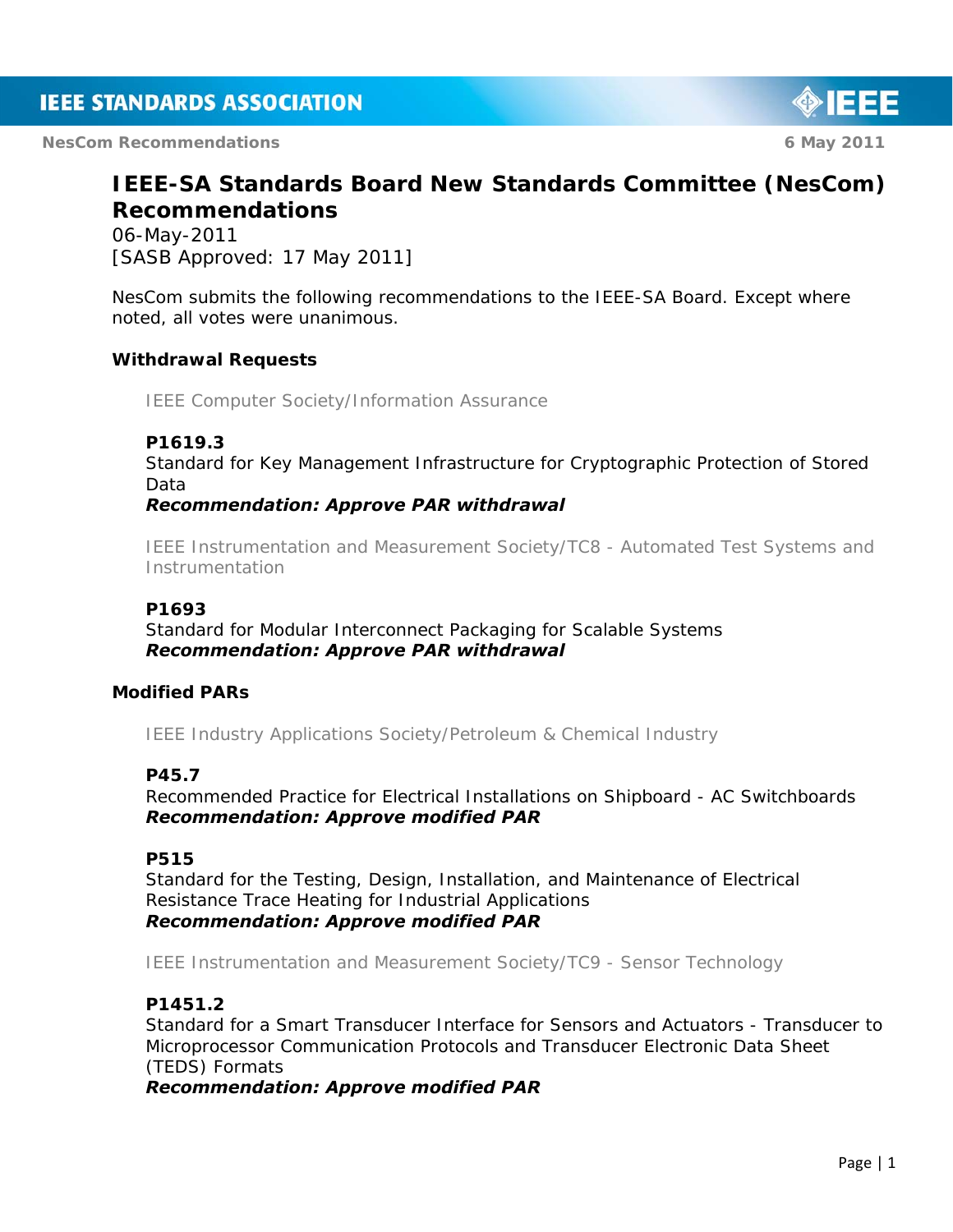# IEEE-SA Standards Board New Standards Committee (NesCom) Recommendations

06-May-2011
[SASB Approved: 17 May 2011]

NesCom submits the following recommendations to the IEEE-SA Board. Except where noted, all votes were unanimous.

## Withdrawal Requests

IEEE Computer Society/Information Assurance

**P1619.3**
Standard for Key Management Infrastructure for Cryptographic Protection of Stored Data
***Recommendation: Approve PAR withdrawal***

IEEE Instrumentation and Measurement Society/TC8 - Automated Test Systems and Instrumentation

**P1693**
Standard for Modular Interconnect Packaging for Scalable Systems
***Recommendation: Approve PAR withdrawal***

## Modified PARs

IEEE Industry Applications Society/Petroleum & Chemical Industry

**P45.7**
Recommended Practice for Electrical Installations on Shipboard - AC Switchboards
***Recommendation: Approve modified PAR***

**P515**
Standard for the Testing, Design, Installation, and Maintenance of Electrical Resistance Trace Heating for Industrial Applications
***Recommendation: Approve modified PAR***

IEEE Instrumentation and Measurement Society/TC9 - Sensor Technology

**P1451.2**
Standard for a Smart Transducer Interface for Sensors and Actuators - Transducer to Microprocessor Communication Protocols and Transducer Electronic Data Sheet (TEDS) Formats
***Recommendation: Approve modified PAR***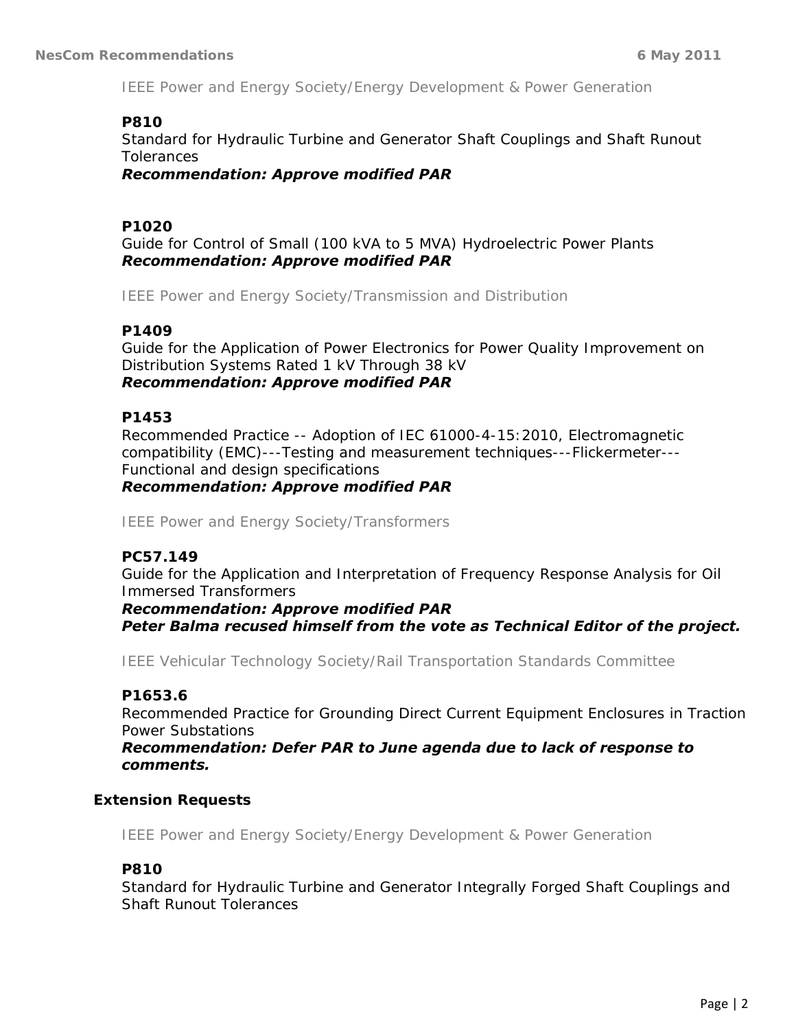IEEE Power and Energy Society/Energy Development & Power Generation

**P810**

Standard for Hydraulic Turbine and Generator Shaft Couplings and Shaft Runout Tolerances

***Recommendation: Approve modified PAR***

**P1020**

Guide for Control of Small (100 kVA to 5 MVA) Hydroelectric Power Plants

***Recommendation: Approve modified PAR***

IEEE Power and Energy Society/Transmission and Distribution

**P1409**

Guide for the Application of Power Electronics for Power Quality Improvement on Distribution Systems Rated 1 kV Through 38 kV

***Recommendation: Approve modified PAR***

**P1453**

Recommended Practice -- Adoption of IEC 61000-4-15:2010, Electromagnetic compatibility (EMC)---Testing and measurement techniques---Flickermeter---Functional and design specifications

***Recommendation: Approve modified PAR***

IEEE Power and Energy Society/Transformers

**PC57.149**

Guide for the Application and Interpretation of Frequency Response Analysis for Oil Immersed Transformers

***Recommendation: Approve modified PAR***

***Peter Balma recused himself from the vote as Technical Editor of the project.***

IEEE Vehicular Technology Society/Rail Transportation Standards Committee

**P1653.6**

Recommended Practice for Grounding Direct Current Equipment Enclosures in Traction Power Substations

***Recommendation: Defer PAR to June agenda due to lack of response to comments.***

## Extension Requests

IEEE Power and Energy Society/Energy Development & Power Generation

**P810**

Standard for Hydraulic Turbine and Generator Integrally Forged Shaft Couplings and Shaft Runout Tolerances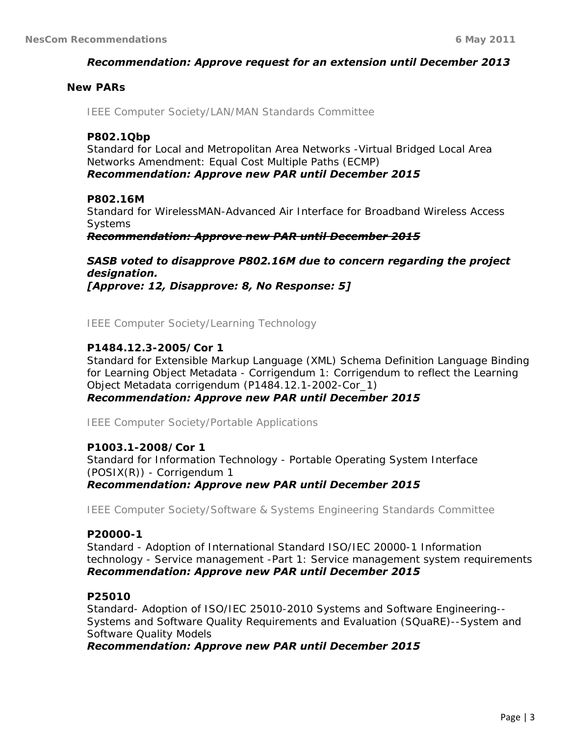***Recommendation: Approve request for an extension until December 2013***

## New PARs

IEEE Computer Society/LAN/MAN Standards Committee

**P802.1Qbp**
Standard for Local and Metropolitan Area Networks -Virtual Bridged Local Area Networks Amendment: Equal Cost Multiple Paths (ECMP)
***Recommendation: Approve new PAR until December 2015***

**P802.16M**
Standard for WirelessMAN-Advanced Air Interface for Broadband Wireless Access Systems
~~***Recommendation: Approve new PAR until December 2015***~~

***SASB voted to disapprove P802.16M due to concern regarding the project designation.***
***[Approve: 12, Disapprove: 8, No Response: 5]***

IEEE Computer Society/Learning Technology

**P1484.12.3-2005/Cor 1**
Standard for Extensible Markup Language (XML) Schema Definition Language Binding for Learning Object Metadata - Corrigendum 1: Corrigendum to reflect the Learning Object Metadata corrigendum (P1484.12.1-2002-Cor_1)
***Recommendation: Approve new PAR until December 2015***

IEEE Computer Society/Portable Applications

**P1003.1-2008/Cor 1**
Standard for Information Technology - Portable Operating System Interface (POSIX(R)) - Corrigendum 1
***Recommendation: Approve new PAR until December 2015***

IEEE Computer Society/Software & Systems Engineering Standards Committee

**P20000-1**
Standard - Adoption of International Standard ISO/IEC 20000-1 Information technology - Service management -Part 1: Service management system requirements
***Recommendation: Approve new PAR until December 2015***

**P25010**
Standard- Adoption of ISO/IEC 25010-2010 Systems and Software Engineering--Systems and Software Quality Requirements and Evaluation (SQuaRE)--System and Software Quality Models
***Recommendation: Approve new PAR until December 2015***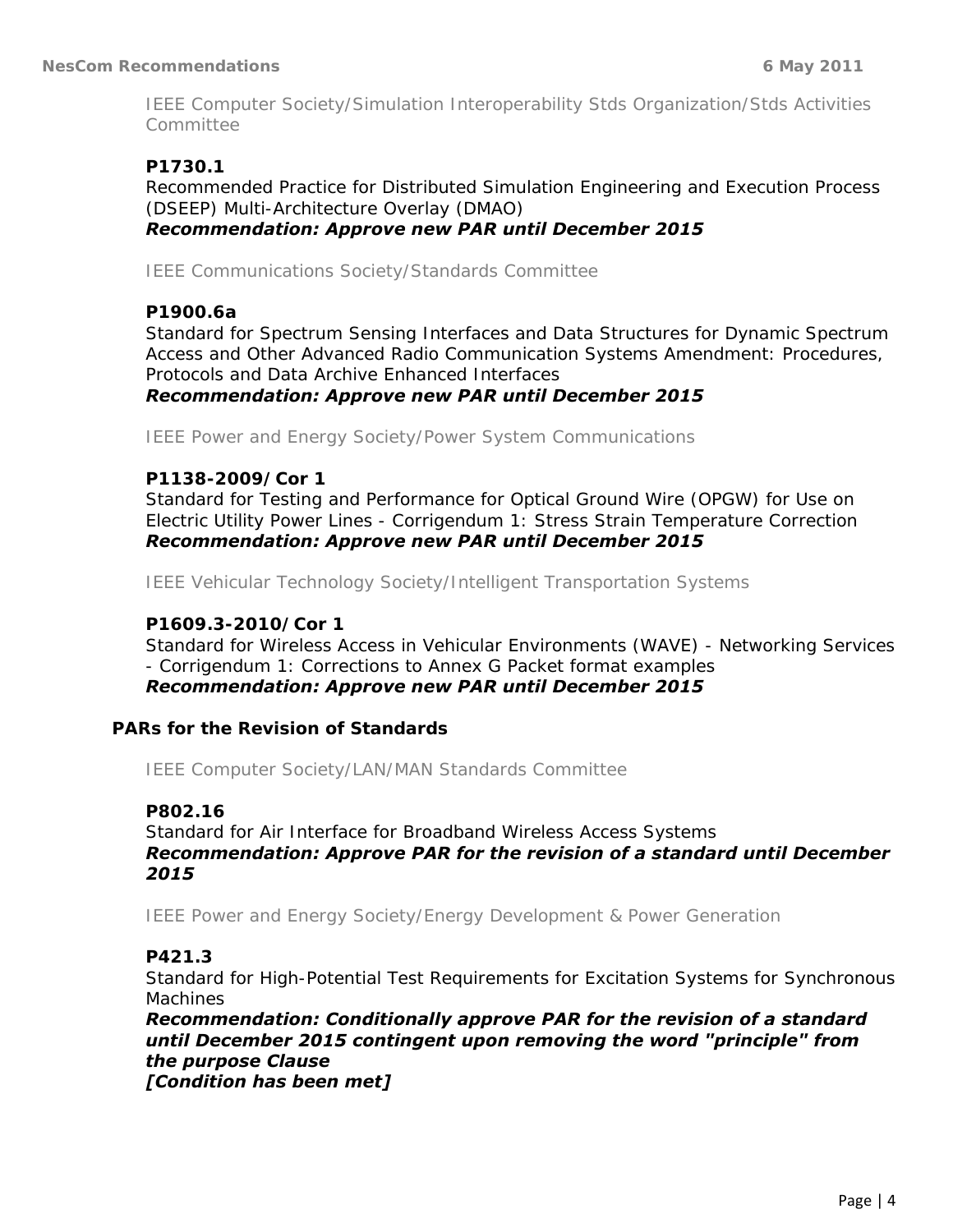IEEE Computer Society/Simulation Interoperability Stds Organization/Stds Activities Committee

**P1730.1**
Recommended Practice for Distributed Simulation Engineering and Execution Process (DSEEP) Multi-Architecture Overlay (DMAO)
***Recommendation: Approve new PAR until December 2015***

IEEE Communications Society/Standards Committee

**P1900.6a**
Standard for Spectrum Sensing Interfaces and Data Structures for Dynamic Spectrum Access and Other Advanced Radio Communication Systems Amendment: Procedures, Protocols and Data Archive Enhanced Interfaces
***Recommendation: Approve new PAR until December 2015***

IEEE Power and Energy Society/Power System Communications

**P1138-2009/Cor 1**
Standard for Testing and Performance for Optical Ground Wire (OPGW) for Use on Electric Utility Power Lines - Corrigendum 1: Stress Strain Temperature Correction
***Recommendation: Approve new PAR until December 2015***

IEEE Vehicular Technology Society/Intelligent Transportation Systems

**P1609.3-2010/Cor 1**
Standard for Wireless Access in Vehicular Environments (WAVE) - Networking Services - Corrigendum 1: Corrections to Annex G Packet format examples
***Recommendation: Approve new PAR until December 2015***

### PARs for the Revision of Standards

IEEE Computer Society/LAN/MAN Standards Committee

**P802.16**
Standard for Air Interface for Broadband Wireless Access Systems
***Recommendation: Approve PAR for the revision of a standard until December 2015***

IEEE Power and Energy Society/Energy Development & Power Generation

**P421.3**
Standard for High-Potential Test Requirements for Excitation Systems for Synchronous Machines
***Recommendation: Conditionally approve PAR for the revision of a standard until December 2015 contingent upon removing the word "principle" from the purpose Clause***
***[Condition has been met]***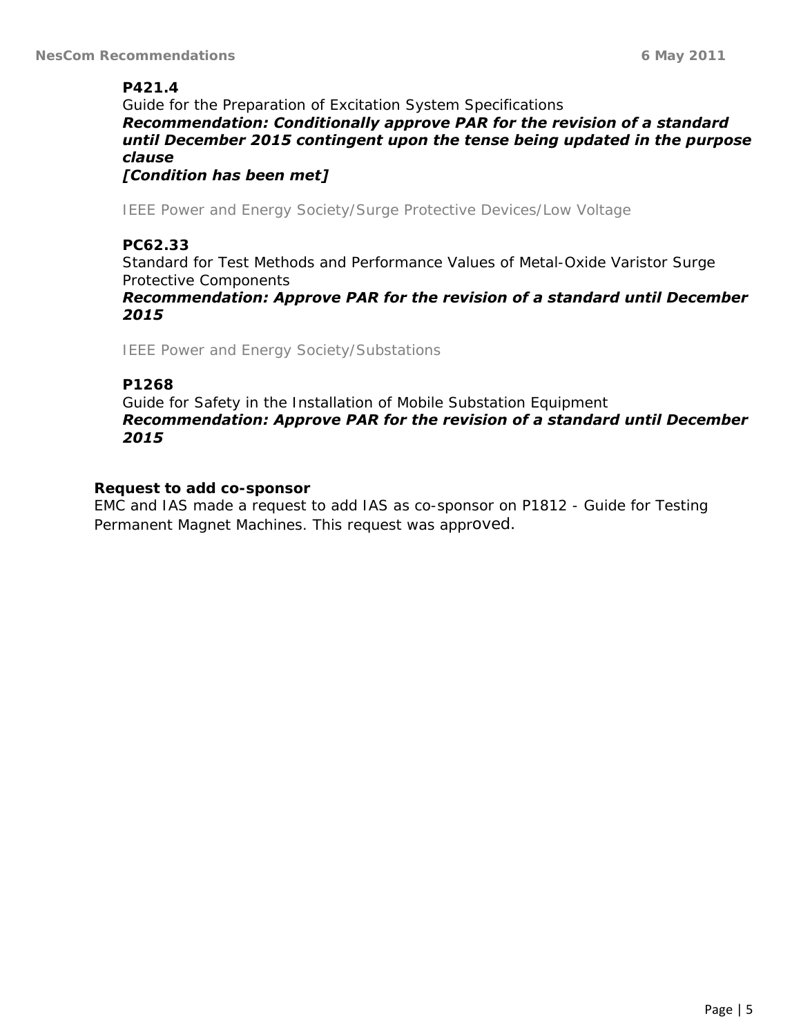**P421.4**
Guide for the Preparation of Excitation System Specifications
***Recommendation: Conditionally approve PAR for the revision of a standard until December 2015 contingent upon the tense being updated in the purpose clause***
***[Condition has been met]***

IEEE Power and Energy Society/Surge Protective Devices/Low Voltage

**PC62.33**
Standard for Test Methods and Performance Values of Metal-Oxide Varistor Surge Protective Components
***Recommendation: Approve PAR for the revision of a standard until December 2015***

IEEE Power and Energy Society/Substations

**P1268**
Guide for Safety in the Installation of Mobile Substation Equipment
***Recommendation: Approve PAR for the revision of a standard until December 2015***

**Request to add co-sponsor**

EMC and IAS made a request to add IAS as co-sponsor on P1812 - Guide for Testing Permanent Magnet Machines. This request was approved.